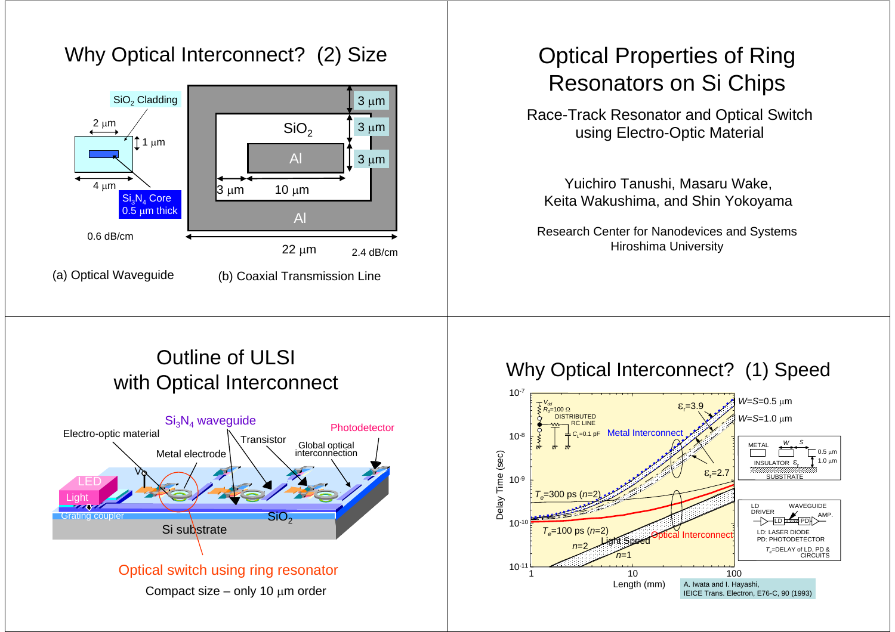# Optical Properties of Ring Resonators on Si Chips

Race-Track Resonator and Optical Switch using Electro-Optic Material

Yuichiro Tanushi, Masaru Wake, Keita Wakushima, and Shin Yokoyama

Research Center for Nanodevices and Systems
Hiroshima University

## Why Optical Interconnect? (1) Speed

A. Iwata and I. Hayashi, IEICE Trans. Electron, E76-C, 90 (1993)

## Why Optical Interconnect? (2) Size

$SiO_2$ Cladding, 2 μm, 1 μm, 4 μm, $Si_3N_4$ Core 0.5 μm thick

0.6 dB/cm

(a) Optical Waveguide

3 μm, 3 μm, 3 μm, $SiO_2$, Al, 3 μm, 10 μm, 22 μm

2.4 dB/cm

(b) Coaxial Transmission Line

## Outline of ULSI with Optical Interconnect

$Si_3N_4$ waveguide, Electro-optic material, Transistor, Photodetector, Metal electrode, Global optical interconnection, LED, Light, Grating coupler, $SiO_2$, Si substrate

Optical switch using ring resonator

Compact size – only 10 μm order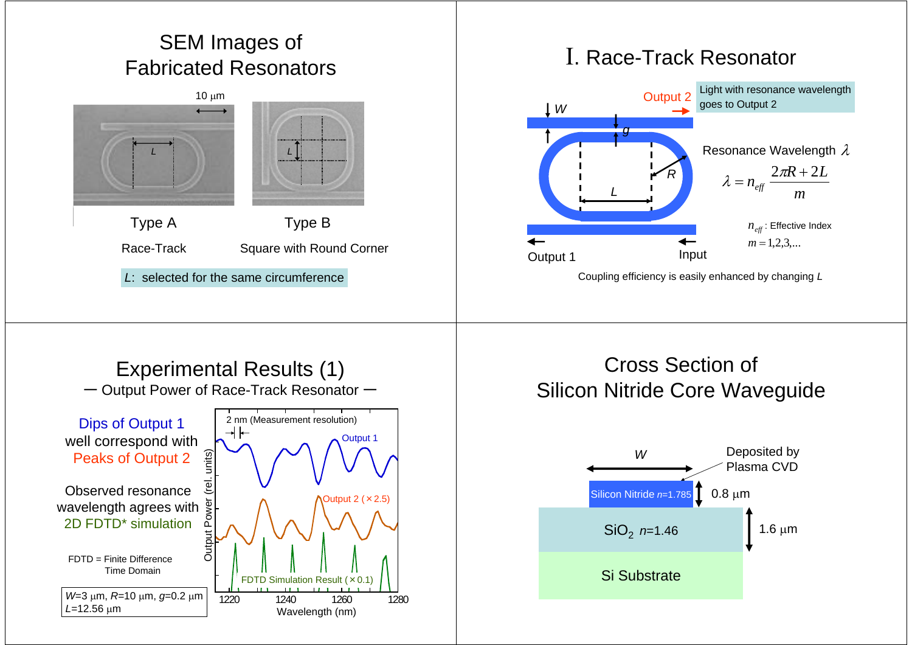## SEM Images of Fabricated Resonators

10 μm

*L*

Type A

Race-Track

Type B

Square with Round Corner

*L*: selected for the same circumference

## I. Race-Track Resonator

Output 2

Light with resonance wavelength goes to Output 2

*W*

*g*

*R*

*L*

Output 1

Input

Resonance Wavelength $\lambda$

$$\lambda = n_{eff} \frac{2\pi R + 2L}{m}$$

$n_{eff}$ : Effective Index

$m = 1,2,3,...$

Coupling efficiency is easily enhanced by changing *L*

## Experimental Results (1)

— Output Power of Race-Track Resonator —

Dips of Output 1 well correspond with Peaks of Output 2

Observed resonance wavelength agrees with 2D FDTD* simulation

FDTD = Finite Difference Time Domain

$W$=3 μm, $R$=10 μm, $g$=0.2 μm
$L$=12.56 μm

2 nm (Measurement resolution)

Output 1

Output 2 (×2.5)

FDTD Simulation Result (×0.1)

Output Power (rel. units)

Wavelength (nm)

1220 1240 1260 1280

## Cross Section of Silicon Nitride Core Waveguide

*W*

Deposited by Plasma CVD

Silicon Nitride $n$=1.785

0.8 μm

$SiO_2$ $n$=1.46

1.6 μm

Si Substrate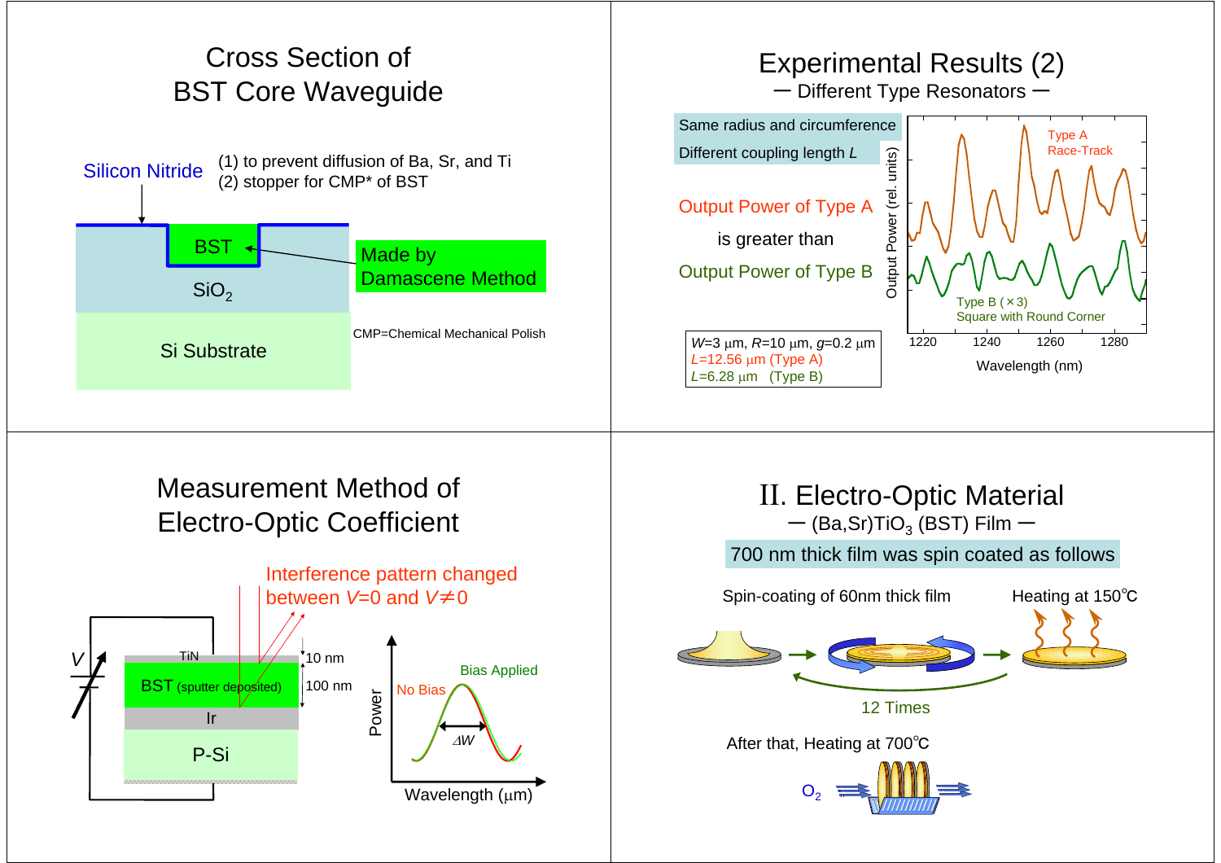## Cross Section of BST Core Waveguide

Silicon Nitride
(1) to prevent diffusion of Ba, Sr, and Ti
(2) stopper for CMP* of BST

BST

$SiO_2$

Si Substrate

Made by Damascene Method

CMP=Chemical Mechanical Polish

## Experimental Results (2)

— Different Type Resonators —

Same radius and circumference

Different coupling length $L$

Output Power of Type A

is greater than

Output Power of Type B

$W$=3 μm, $R$=10 μm, $g$=0.2 μm
$L$=12.56 μm (Type A)
$L$=6.28 μm (Type B)

Type A
Race-Track

Type B (×3)
Square with Round Corner

Output Power (rel. units)

Wavelength (nm)

1220 1240 1260 1280

## Measurement Method of Electro-Optic Coefficient

Interference pattern changed between $V$=0 and $V$≠0

$V$

TiN — 10 nm

BST (sputter deposited) — 100 nm

Ir

P-Si

Power

No Bias

Bias Applied

$\Delta W$

Wavelength (μm)

## II. Electro-Optic Material

— $(Ba,Sr)TiO_3$ (BST) Film —

700 nm thick film was spin coated as follows

Spin-coating of 60nm thick film → Heating at 150℃

12 Times

After that, Heating at 700℃

$O_2$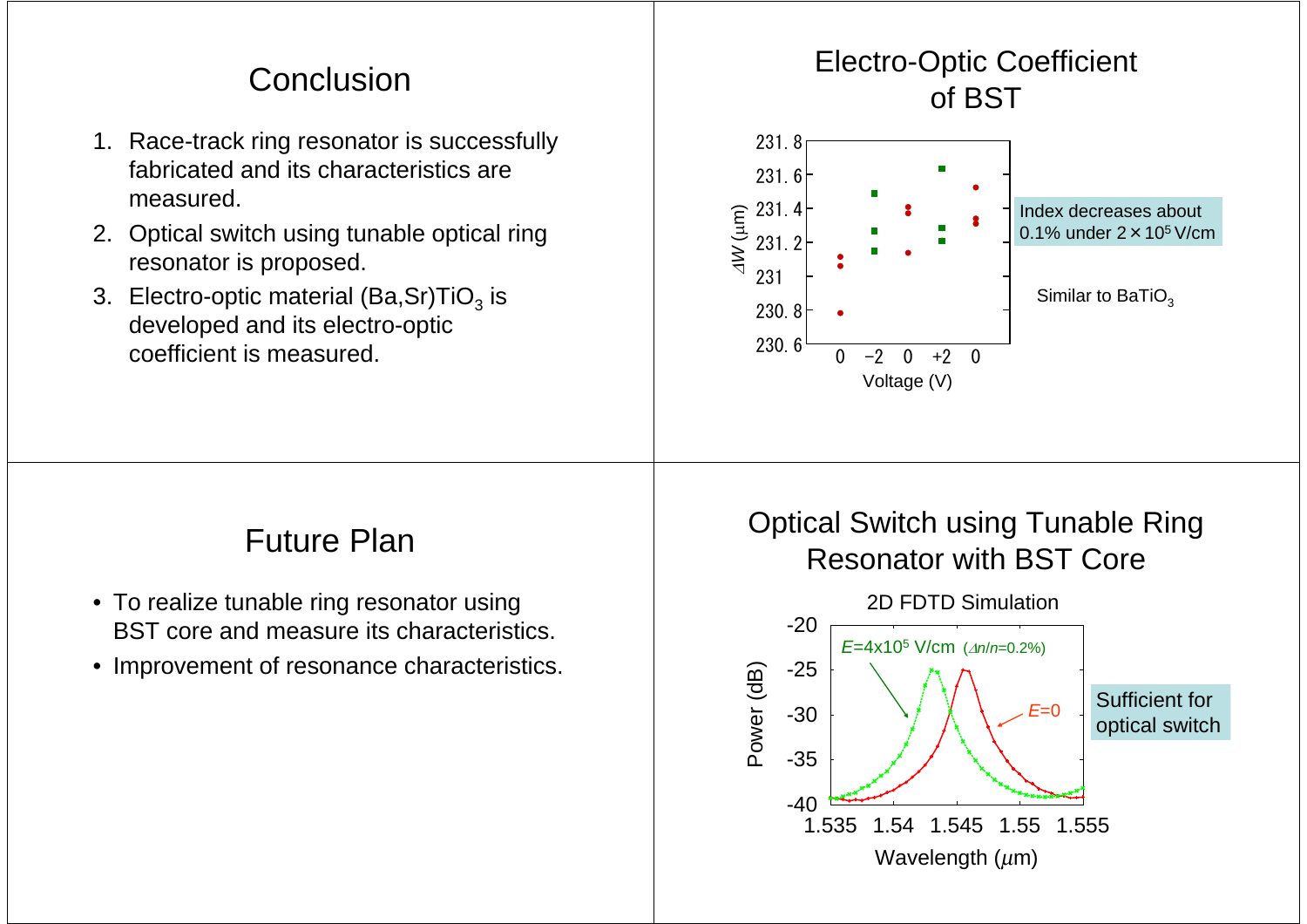## Conclusion

1. Race-track ring resonator is successfully fabricated and its characteristics are measured.
2. Optical switch using tunable optical ring resonator is proposed.
3. Electro-optic material (Ba,Sr)$TiO_3$ is developed and its electro-optic coefficient is measured.

## Electro-Optic Coefficient of BST

$\Delta W$ (μm)

231.8
231.6
231.4
231.2
231
230.8
230.6

0 −2 0 +2 0

Voltage (V)

Index decreases about 0.1% under $2 \times 10^5$ V/cm

Similar to $BaTiO_3$

## Future Plan

- To realize tunable ring resonator using BST core and measure its characteristics.
- Improvement of resonance characteristics.

## Optical Switch using Tunable Ring Resonator with BST Core

2D FDTD Simulation

$E$=4x$10^5$ V/cm ($\Delta n/n$=0.2%)

$E$=0

Power (dB)

-20
-25
-30
-35
-40

1.535 1.54 1.545 1.55 1.555

Wavelength (μm)

Sufficient for optical switch